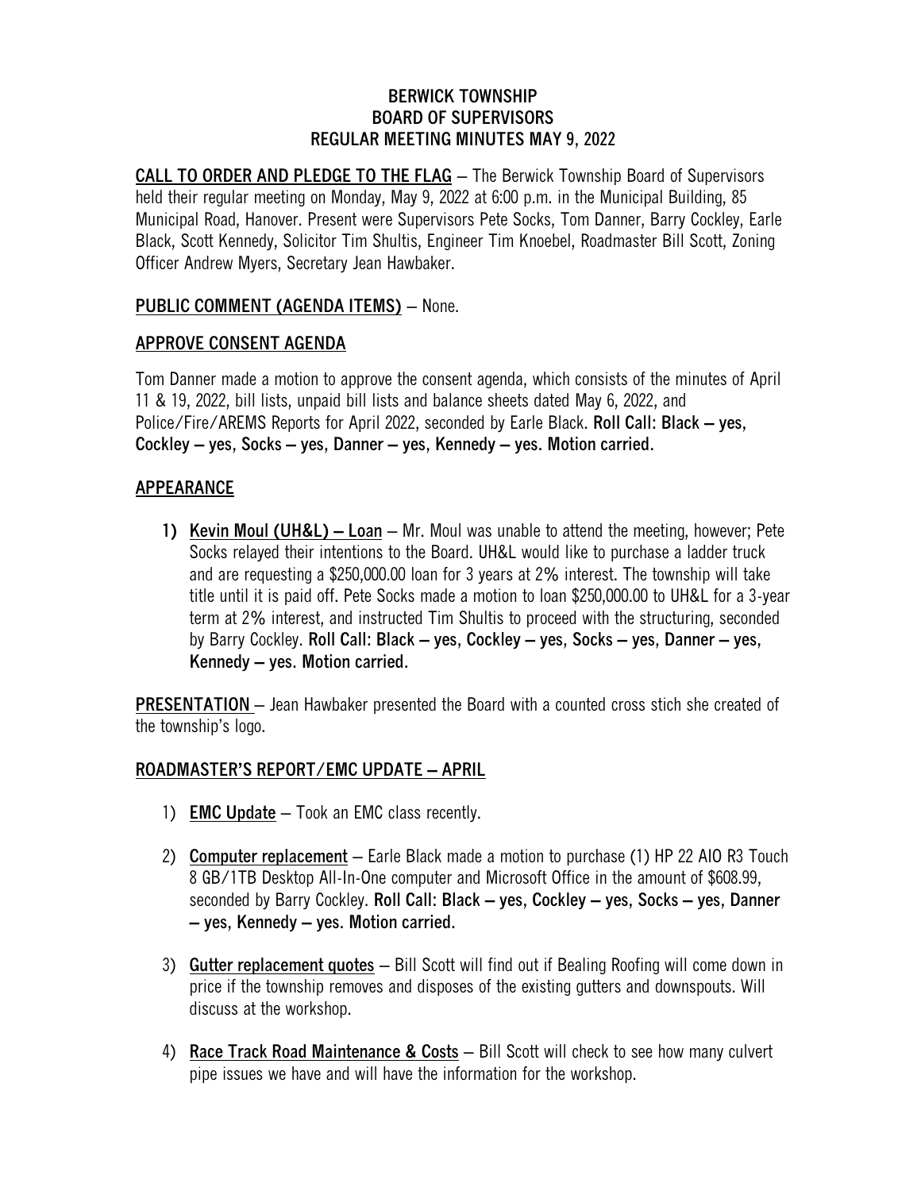# BERWICK TOWNSHIP
# BOARD OF SUPERVISORS
# REGULAR MEETING MINUTES MAY 9, 2022

**CALL TO ORDER AND PLEDGE TO THE FLAG** – The Berwick Township Board of Supervisors held their regular meeting on Monday, May 9, 2022 at 6:00 p.m. in the Municipal Building, 85 Municipal Road, Hanover. Present were Supervisors Pete Socks, Tom Danner, Barry Cockley, Earle Black, Scott Kennedy, Solicitor Tim Shultis, Engineer Tim Knoebel, Roadmaster Bill Scott, Zoning Officer Andrew Myers, Secretary Jean Hawbaker.

## PUBLIC COMMENT (AGENDA ITEMS) – None.

## APPROVE CONSENT AGENDA

Tom Danner made a motion to approve the consent agenda, which consists of the minutes of April 11 & 19, 2022, bill lists, unpaid bill lists and balance sheets dated May 6, 2022, and Police/Fire/AREMS Reports for April 2022, seconded by Earle Black. **Roll Call: Black – yes, Cockley – yes, Socks – yes, Danner – yes, Kennedy – yes. Motion carried.**

## APPEARANCE

1) **Kevin Moul (UH&L) – Loan** – Mr. Moul was unable to attend the meeting, however; Pete Socks relayed their intentions to the Board. UH&L would like to purchase a ladder truck and are requesting a $250,000.00 loan for 3 years at 2% interest. The township will take title until it is paid off. Pete Socks made a motion to loan $250,000.00 to UH&L for a 3-year term at 2% interest, and instructed Tim Shultis to proceed with the structuring, seconded by Barry Cockley. **Roll Call: Black – yes, Cockley – yes, Socks – yes, Danner – yes, Kennedy – yes. Motion carried.**

**PRESENTATION** – Jean Hawbaker presented the Board with a counted cross stich she created of the township's logo.

## ROADMASTER'S REPORT/EMC UPDATE – APRIL

1) **EMC Update** – Took an EMC class recently.

2) **Computer replacement** – Earle Black made a motion to purchase (1) HP 22 AIO R3 Touch 8 GB/1TB Desktop All-In-One computer and Microsoft Office in the amount of $608.99, seconded by Barry Cockley. **Roll Call: Black – yes, Cockley – yes, Socks – yes, Danner – yes, Kennedy – yes. Motion carried.**

3) **Gutter replacement quotes** – Bill Scott will find out if Bealing Roofing will come down in price if the township removes and disposes of the existing gutters and downspouts. Will discuss at the workshop.

4) **Race Track Road Maintenance & Costs** – Bill Scott will check to see how many culvert pipe issues we have and will have the information for the workshop.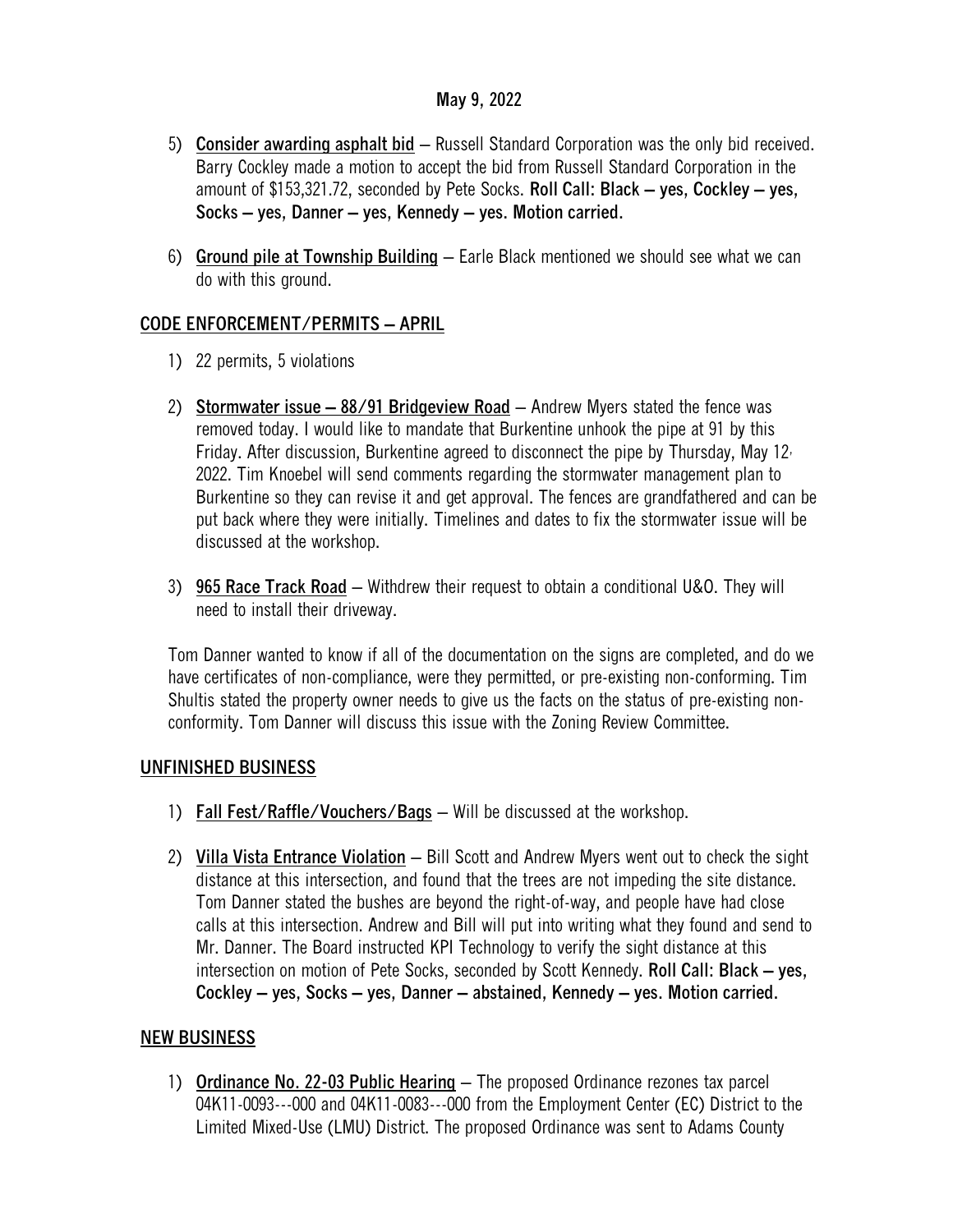May 9, 2022

5) **Consider awarding asphalt bid** – Russell Standard Corporation was the only bid received. Barry Cockley made a motion to accept the bid from Russell Standard Corporation in the amount of $153,321.72, seconded by Pete Socks. **Roll Call: Black – yes, Cockley – yes, Socks – yes, Danner – yes, Kennedy – yes. Motion carried.**

6) **Ground pile at Township Building** – Earle Black mentioned we should see what we can do with this ground.

## CODE ENFORCEMENT/PERMITS – APRIL

1) 22 permits, 5 violations

2) **Stormwater issue – 88/91 Bridgeview Road** – Andrew Myers stated the fence was removed today. I would like to mandate that Burkentine unhook the pipe at 91 by this Friday. After discussion, Burkentine agreed to disconnect the pipe by Thursday, May 12, 2022. Tim Knoebel will send comments regarding the stormwater management plan to Burkentine so they can revise it and get approval. The fences are grandfathered and can be put back where they were initially. Timelines and dates to fix the stormwater issue will be discussed at the workshop.

3) **965 Race Track Road** – Withdrew their request to obtain a conditional U&O. They will need to install their driveway.

Tom Danner wanted to know if all of the documentation on the signs are completed, and do we have certificates of non-compliance, were they permitted, or pre-existing non-conforming. Tim Shultis stated the property owner needs to give us the facts on the status of pre-existing non-conformity. Tom Danner will discuss this issue with the Zoning Review Committee.

## UNFINISHED BUSINESS

1) **Fall Fest/Raffle/Vouchers/Bags** – Will be discussed at the workshop.

2) **Villa Vista Entrance Violation** – Bill Scott and Andrew Myers went out to check the sight distance at this intersection, and found that the trees are not impeding the site distance. Tom Danner stated the bushes are beyond the right-of-way, and people have had close calls at this intersection. Andrew and Bill will put into writing what they found and send to Mr. Danner. The Board instructed KPI Technology to verify the sight distance at this intersection on motion of Pete Socks, seconded by Scott Kennedy. **Roll Call: Black – yes, Cockley – yes, Socks – yes, Danner – abstained, Kennedy – yes. Motion carried.**

## NEW BUSINESS

1) **Ordinance No. 22-03 Public Hearing** – The proposed Ordinance rezones tax parcel 04K11-0093---000 and 04K11-0083---000 from the Employment Center (EC) District to the Limited Mixed-Use (LMU) District. The proposed Ordinance was sent to Adams County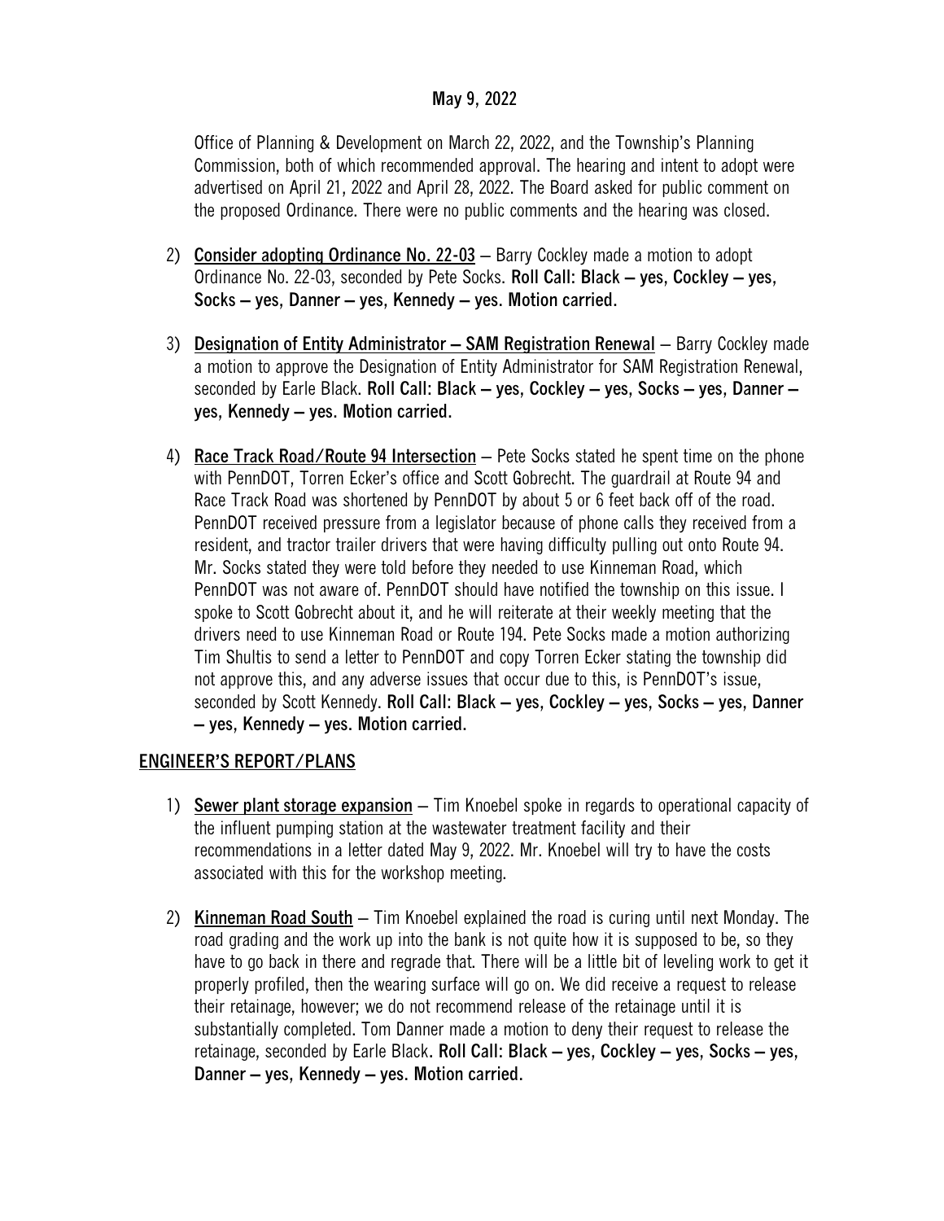Office of Planning & Development on March 22, 2022, and the Township's Planning Commission, both of which recommended approval. The hearing and intent to adopt were advertised on April 21, 2022 and April 28, 2022. The Board asked for public comment on the proposed Ordinance. There were no public comments and the hearing was closed.

2) **Consider adopting Ordinance No. 22-03** – Barry Cockley made a motion to adopt Ordinance No. 22-03, seconded by Pete Socks. **Roll Call: Black – yes, Cockley – yes, Socks – yes, Danner – yes, Kennedy – yes. Motion carried.**

3) **Designation of Entity Administrator – SAM Registration Renewal** – Barry Cockley made a motion to approve the Designation of Entity Administrator for SAM Registration Renewal, seconded by Earle Black. **Roll Call: Black – yes, Cockley – yes, Socks – yes, Danner – yes, Kennedy – yes. Motion carried.**

4) **Race Track Road/Route 94 Intersection** – Pete Socks stated he spent time on the phone with PennDOT, Torren Ecker's office and Scott Gobrecht. The guardrail at Route 94 and Race Track Road was shortened by PennDOT by about 5 or 6 feet back off of the road. PennDOT received pressure from a legislator because of phone calls they received from a resident, and tractor trailer drivers that were having difficulty pulling out onto Route 94. Mr. Socks stated they were told before they needed to use Kinneman Road, which PennDOT was not aware of. PennDOT should have notified the township on this issue. I spoke to Scott Gobrecht about it, and he will reiterate at their weekly meeting that the drivers need to use Kinneman Road or Route 194. Pete Socks made a motion authorizing Tim Shultis to send a letter to PennDOT and copy Torren Ecker stating the township did not approve this, and any adverse issues that occur due to this, is PennDOT's issue, seconded by Scott Kennedy. **Roll Call: Black – yes, Cockley – yes, Socks – yes, Danner – yes, Kennedy – yes. Motion carried.**

## ENGINEER'S REPORT/PLANS

1) **Sewer plant storage expansion** – Tim Knoebel spoke in regards to operational capacity of the influent pumping station at the wastewater treatment facility and their recommendations in a letter dated May 9, 2022. Mr. Knoebel will try to have the costs associated with this for the workshop meeting.

2) **Kinneman Road South** – Tim Knoebel explained the road is curing until next Monday. The road grading and the work up into the bank is not quite how it is supposed to be, so they have to go back in there and regrade that. There will be a little bit of leveling work to get it properly profiled, then the wearing surface will go on. We did receive a request to release their retainage, however; we do not recommend release of the retainage until it is substantially completed. Tom Danner made a motion to deny their request to release the retainage, seconded by Earle Black. **Roll Call: Black – yes, Cockley – yes, Socks – yes, Danner – yes, Kennedy – yes. Motion carried.**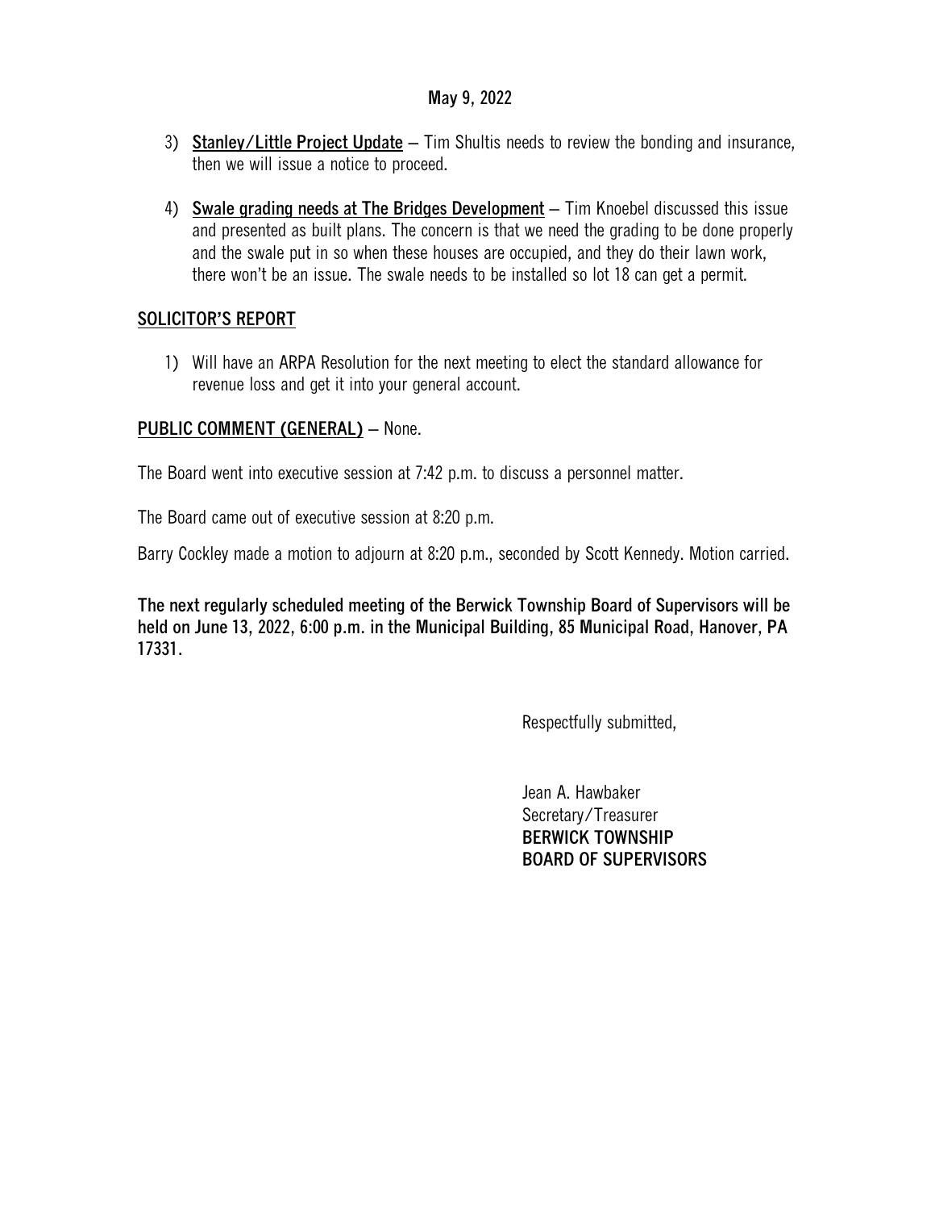May 9, 2022

3) **Stanley/Little Project Update** – Tim Shultis needs to review the bonding and insurance, then we will issue a notice to proceed.

4) **Swale grading needs at The Bridges Development** – Tim Knoebel discussed this issue and presented as built plans. The concern is that we need the grading to be done properly and the swale put in so when these houses are occupied, and they do their lawn work, there won't be an issue. The swale needs to be installed so lot 18 can get a permit.

## SOLICITOR'S REPORT

1) Will have an ARPA Resolution for the next meeting to elect the standard allowance for revenue loss and get it into your general account.

**PUBLIC COMMENT (GENERAL)** – None.

The Board went into executive session at 7:42 p.m. to discuss a personnel matter.

The Board came out of executive session at 8:20 p.m.

Barry Cockley made a motion to adjourn at 8:20 p.m., seconded by Scott Kennedy. Motion carried.

**The next regularly scheduled meeting of the Berwick Township Board of Supervisors will be held on June 13, 2022, 6:00 p.m. in the Municipal Building, 85 Municipal Road, Hanover, PA 17331.**

Respectfully submitted,

Jean A. Hawbaker
Secretary/Treasurer
**BERWICK TOWNSHIP**
**BOARD OF SUPERVISORS**